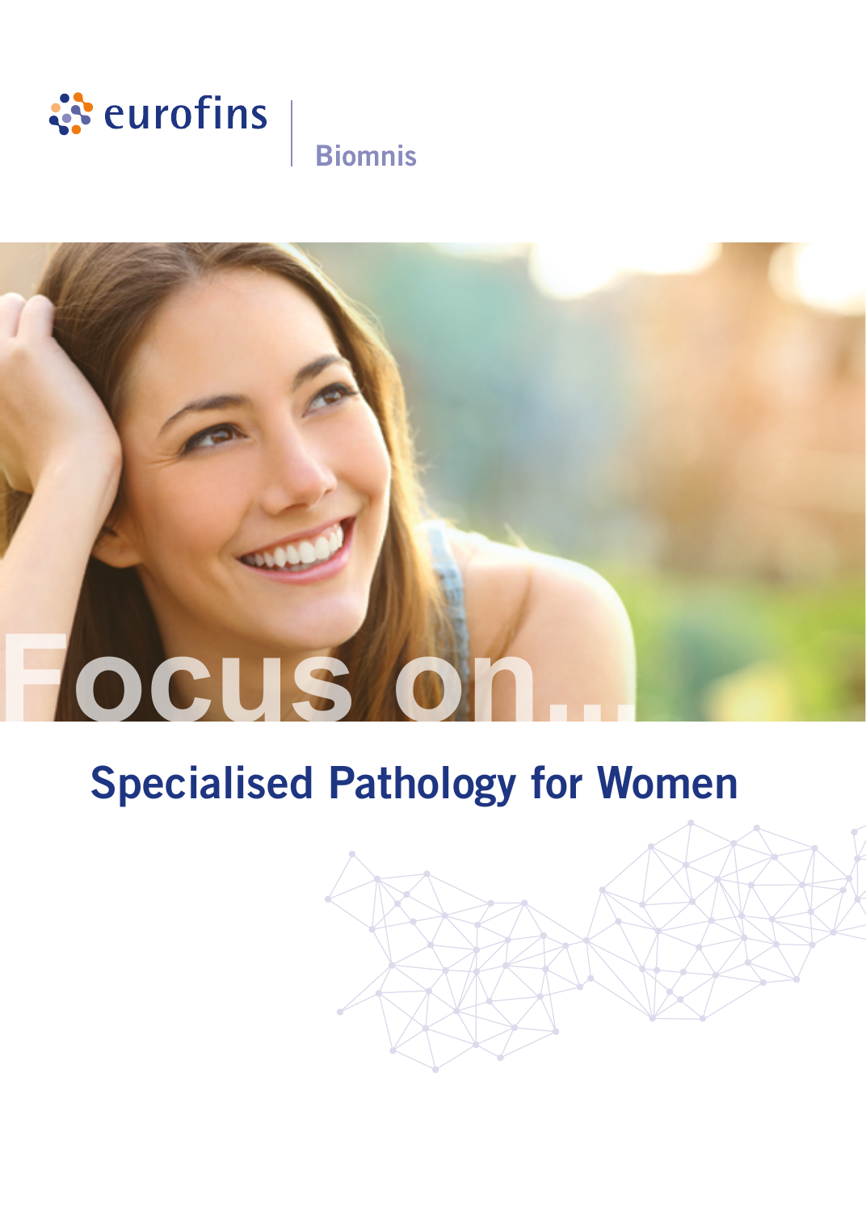eurofins

Biomnis

# Focus on...

## Specialised Pathology for Women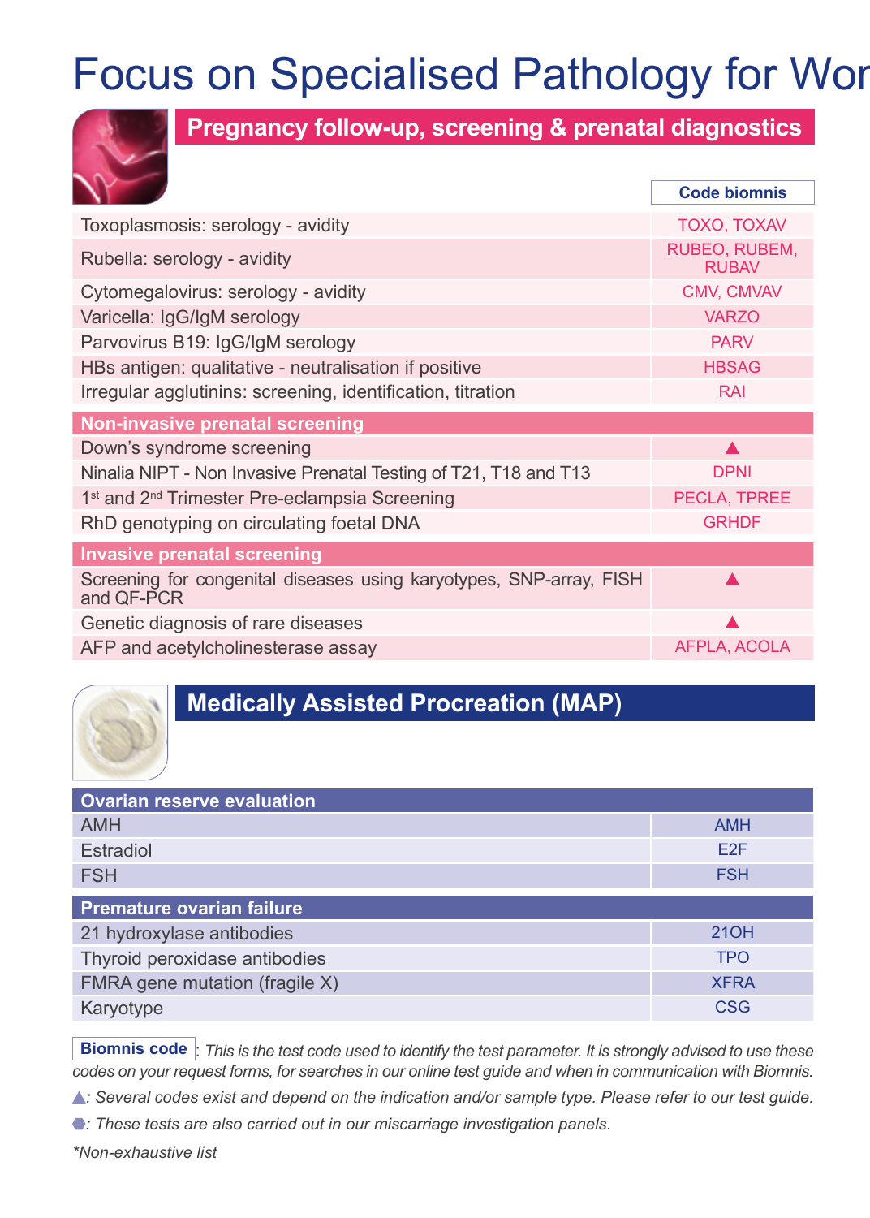# Focus on Specialised Pathology for Wor

## Pregnancy follow-up, screening & prenatal diagnostics

| | Code biomnis |
|---|---|
| Toxoplasmosis: serology - avidity | TOXO, TOXAV |
| Rubella: serology - avidity | RUBEO, RUBEM, RUBAV |
| Cytomegalovirus: serology - avidity | CMV, CMVAV |
| Varicella: IgG/IgM serology | VARZO |
| Parvovirus B19: IgG/IgM serology | PARV |
| HBs antigen: qualitative - neutralisation if positive | HBSAG |
| Irregular agglutinins: screening, identification, titration | RAI |
| **Non-invasive prenatal screening** | |
| Down's syndrome screening | ▲ |
| Ninalia NIPT - Non Invasive Prenatal Testing of T21, T18 and T13 | DPNI |
| 1st and 2nd Trimester Pre-eclampsia Screening | PECLA, TPREE |
| RhD genotyping on circulating foetal DNA | GRHDF |
| **Invasive prenatal screening** | |
| Screening for congenital diseases using karyotypes, SNP-array, FISH and QF-PCR | ▲ |
| Genetic diagnosis of rare diseases | ▲ |
| AFP and acetylcholinesterase assay | AFPLA, ACOLA |

## Medically Assisted Procreation (MAP)

| | |
|---|---|
| **Ovarian reserve evaluation** | |
| AMH | AMH |
| Estradiol | E2F |
| FSH | FSH |
| **Premature ovarian failure** | |
| 21 hydroxylase antibodies | 21OH |
| Thyroid peroxidase antibodies | TPO |
| FMRA gene mutation (fragile X) | XFRA |
| Karyotype | CSG |

**Biomnis code**: *This is the test code used to identify the test parameter. It is strongly advised to use these codes on your request forms, for searches in our online test guide and when in communication with Biomnis.*

▲: *Several codes exist and depend on the indication and/or sample type. Please refer to our test guide.*

⬢: *These tests are also carried out in our miscarriage investigation panels.*

*\*Non-exhaustive list*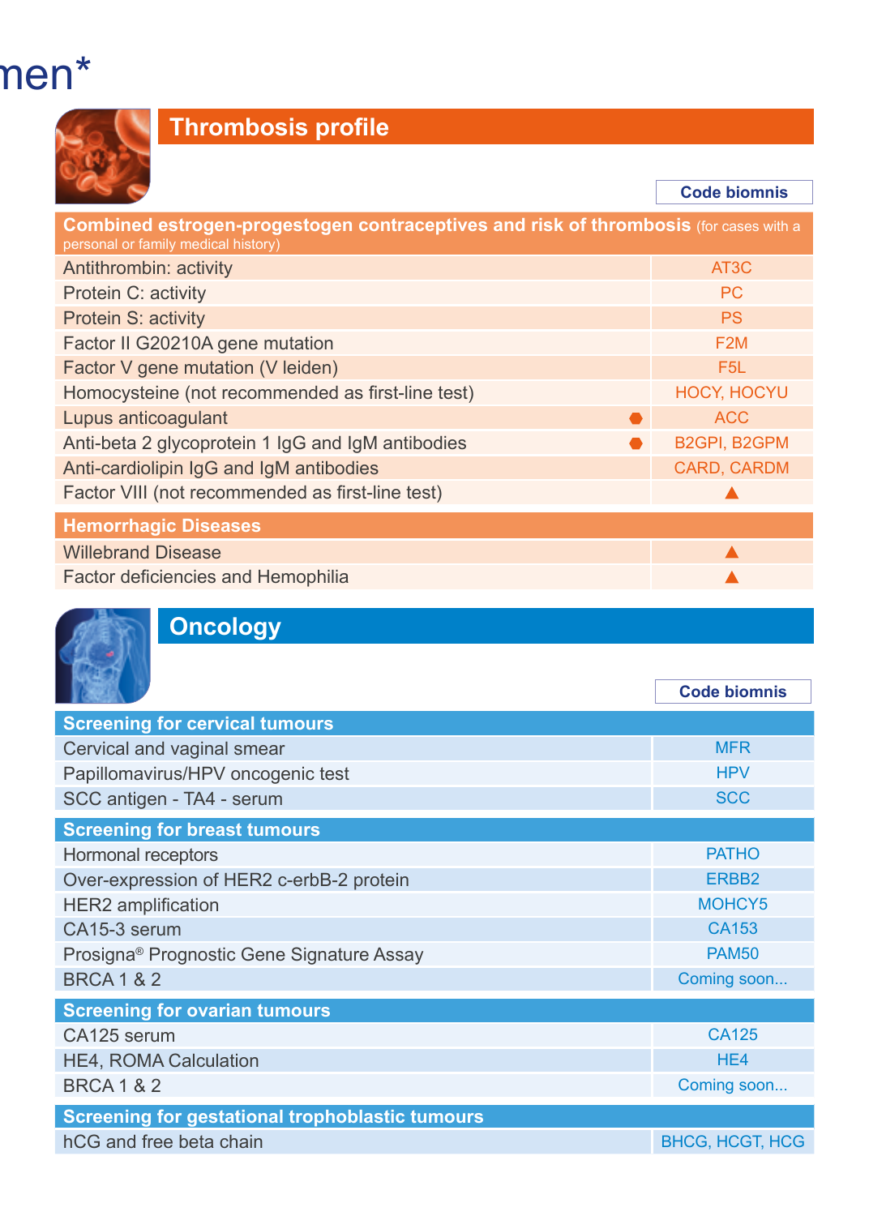men*

## Thrombosis profile

| | Code biomnis |
|---|---|
| **Combined estrogen-progestogen contraceptives and risk of thrombosis** (for cases with a personal or family medical history) | |
| Antithrombin: activity | AT3C |
| Protein C: activity | PC |
| Protein S: activity | PS |
| Factor II G20210A gene mutation | F2M |
| Factor V gene mutation (V leiden) | F5L |
| Homocysteine (not recommended as first-line test) | HOCY, HOCYU |
| Lupus anticoagulant ⬣ | ACC |
| Anti-beta 2 glycoprotein 1 IgG and IgM antibodies ⬣ | B2GPI, B2GPM |
| Anti-cardiolipin IgG and IgM antibodies | CARD, CARDM |
| Factor VIII (not recommended as first-line test) | ▲ |
| **Hemorrhagic Diseases** | |
| Willebrand Disease | ▲ |
| Factor deficiencies and Hemophilia | ▲ |

## Oncology

| | Code biomnis |
|---|---|
| **Screening for cervical tumours** | |
| Cervical and vaginal smear | MFR |
| Papillomavirus/HPV oncogenic test | HPV |
| SCC antigen - TA4 - serum | SCC |
| **Screening for breast tumours** | |
| Hormonal receptors | PATHO |
| Over-expression of HER2 c-erbB-2 protein | ERBB2 |
| HER2 amplification | MOHCY5 |
| CA15-3 serum | CA153 |
| Prosigna® Prognostic Gene Signature Assay | PAM50 |
| BRCA 1 & 2 | Coming soon... |
| **Screening for ovarian tumours** | |
| CA125 serum | CA125 |
| HE4, ROMA Calculation | HE4 |
| BRCA 1 & 2 | Coming soon... |
| **Screening for gestational trophoblastic tumours** | |
| hCG and free beta chain | BHCG, HCGT, HCG |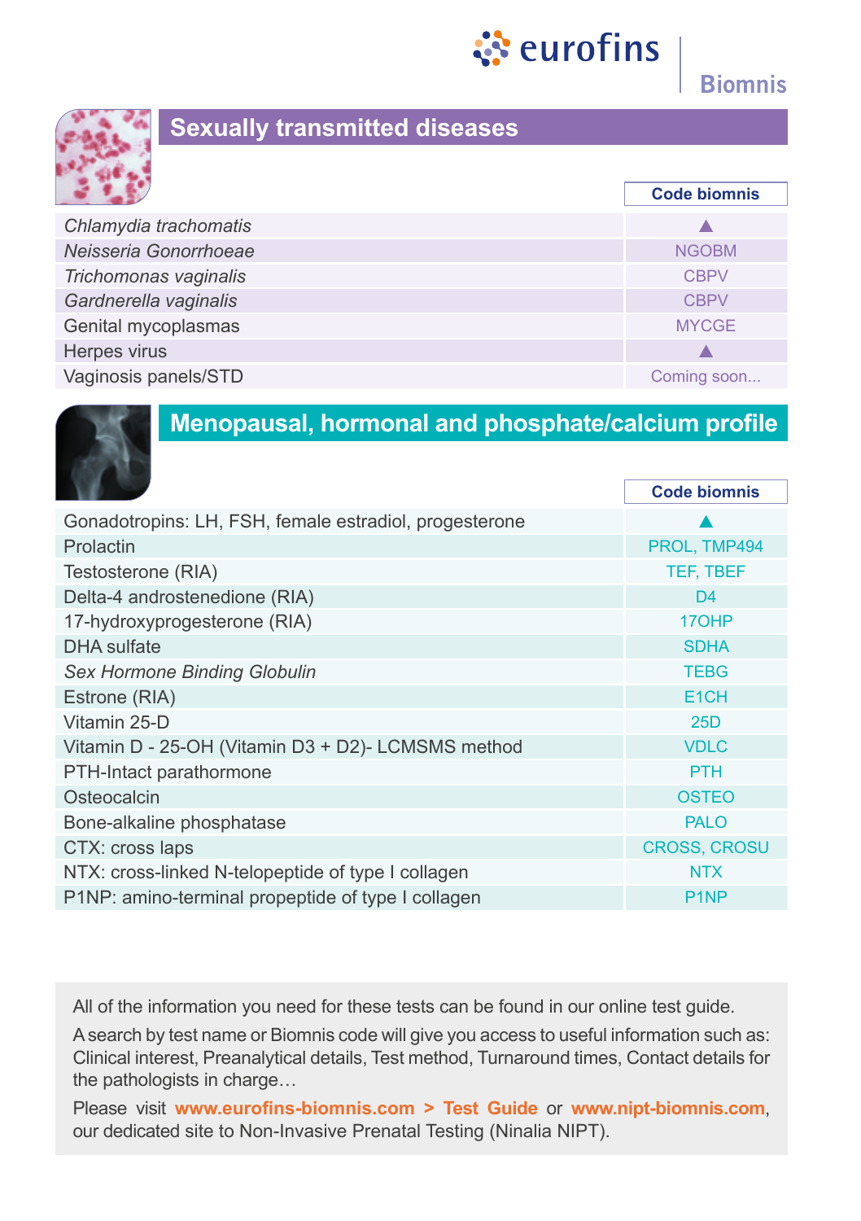## Sexually transmitted diseases

| | Code biomnis |
|---|---|
| *Chlamydia trachomatis* | ▲ |
| *Neisseria Gonorrhoeae* | NGOBM |
| *Trichomonas vaginalis* | CBPV |
| *Gardnerella vaginalis* | CBPV |
| Genital mycoplasmas | MYCGE |
| Herpes virus | ▲ |
| Vaginosis panels/STD | Coming soon... |

## Menopausal, hormonal and phosphate/calcium profile

| | Code biomnis |
|---|---|
| Gonadotropins: LH, FSH, female estradiol, progesterone | ▲ |
| Prolactin | PROL, TMP494 |
| Testosterone (RIA) | TEF, TBEF |
| Delta-4 androstenedione (RIA) | D4 |
| 17-hydroxyprogesterone (RIA) | 17OHP |
| DHA sulfate | SDHA |
| *Sex Hormone Binding Globulin* | TEBG |
| Estrone (RIA) | E1CH |
| Vitamin 25-D | 25D |
| Vitamin D - 25-OH (Vitamin D3 + D2)- LCMSMS method | VDLC |
| PTH-Intact parathormone | PTH |
| Osteocalcin | OSTEO |
| Bone-alkaline phosphatase | PALO |
| CTX: cross laps | CROSS, CROSU |
| NTX: cross-linked N-telopeptide of type I collagen | NTX |
| P1NP: amino-terminal propeptide of type I collagen | P1NP |

All of the information you need for these tests can be found in our online test guide.

A search by test name or Biomnis code will give you access to useful information such as: Clinical interest, Preanalytical details, Test method, Turnaround times, Contact details for the pathologists in charge…

Please visit **www.eurofins-biomnis.com > Test Guide** or **www.nipt-biomnis.com**, our dedicated site to Non-Invasive Prenatal Testing (Ninalia NIPT).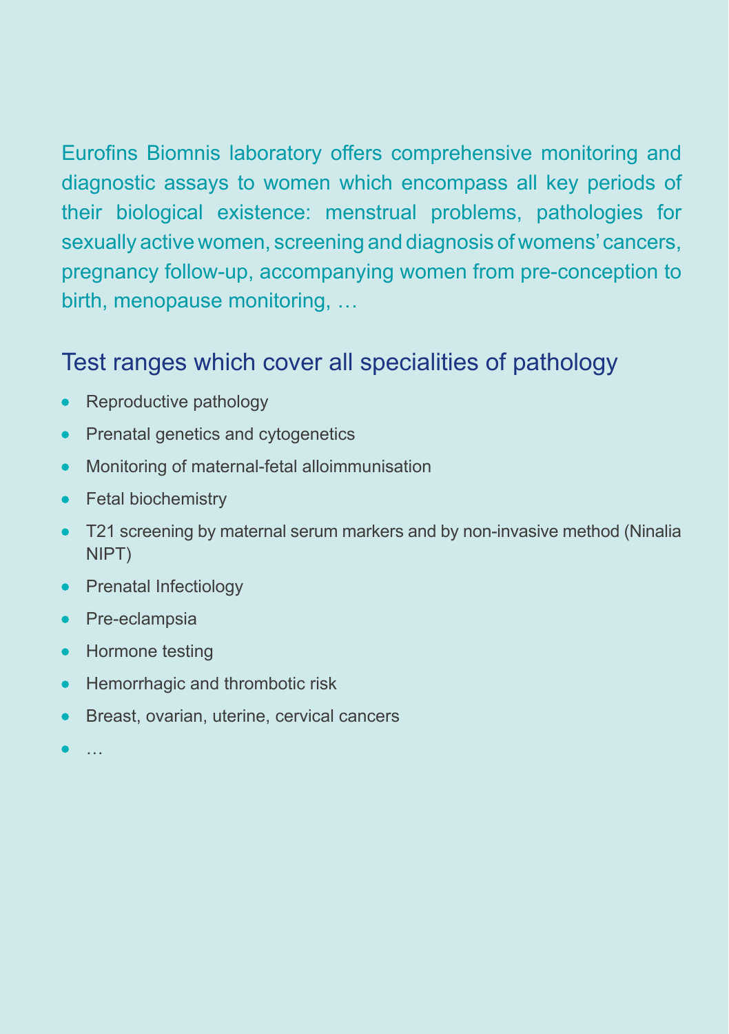Eurofins Biomnis laboratory offers comprehensive monitoring and diagnostic assays to women which encompass all key periods of their biological existence: menstrual problems, pathologies for sexually active women, screening and diagnosis of womens' cancers, pregnancy follow-up, accompanying women from pre-conception to birth, menopause monitoring, …

## Test ranges which cover all specialities of pathology

- Reproductive pathology
- Prenatal genetics and cytogenetics
- Monitoring of maternal-fetal alloimmunisation
- Fetal biochemistry
- T21 screening by maternal serum markers and by non-invasive method (Ninalia NIPT)
- Prenatal Infectiology
- Pre-eclampsia
- Hormone testing
- Hemorrhagic and thrombotic risk
- Breast, ovarian, uterine, cervical cancers
- …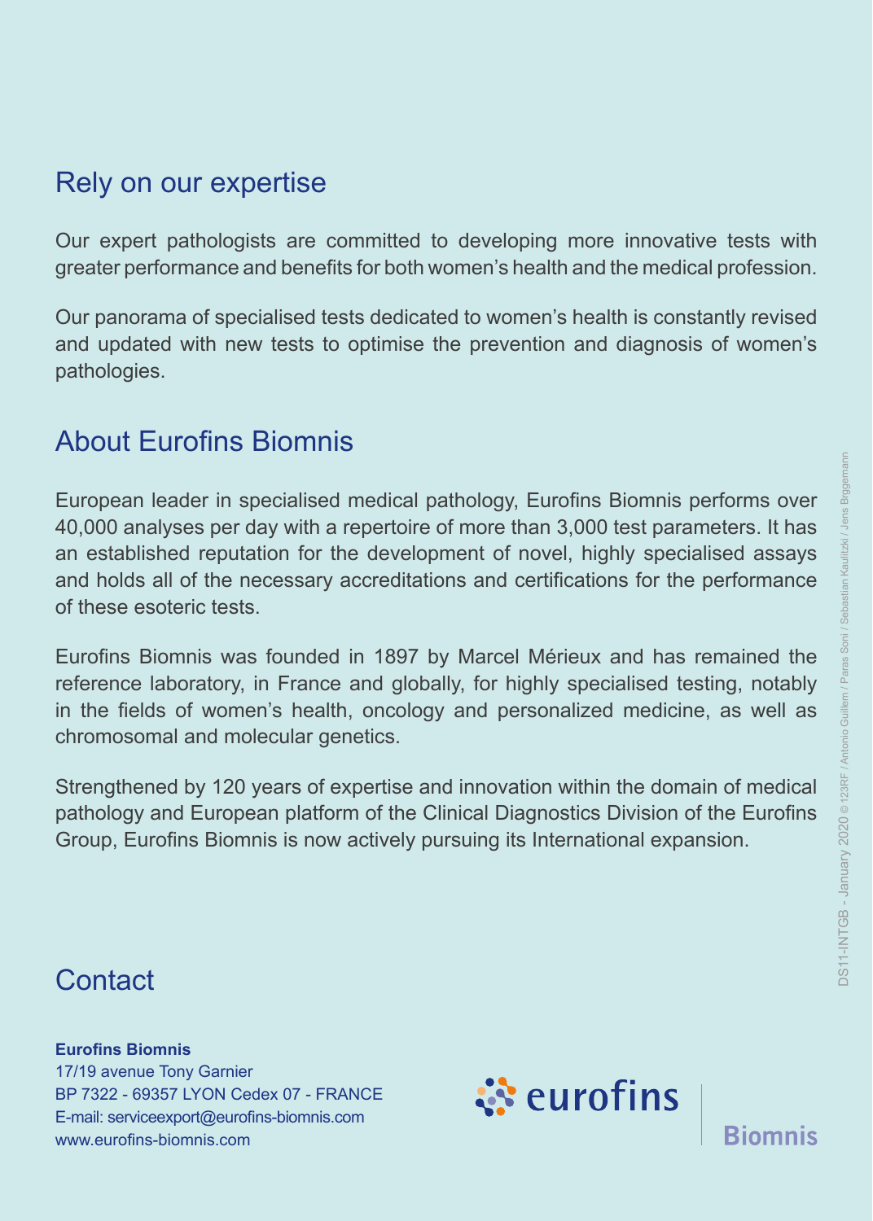## Rely on our expertise

Our expert pathologists are committed to developing more innovative tests with greater performance and benefits for both women's health and the medical profession.

Our panorama of specialised tests dedicated to women's health is constantly revised and updated with new tests to optimise the prevention and diagnosis of women's pathologies.

## About Eurofins Biomnis

European leader in specialised medical pathology, Eurofins Biomnis performs over 40,000 analyses per day with a repertoire of more than 3,000 test parameters. It has an established reputation for the development of novel, highly specialised assays and holds all of the necessary accreditations and certifications for the performance of these esoteric tests.

Eurofins Biomnis was founded in 1897 by Marcel Mérieux and has remained the reference laboratory, in France and globally, for highly specialised testing, notably in the fields of women's health, oncology and personalized medicine, as well as chromosomal and molecular genetics.

Strengthened by 120 years of expertise and innovation within the domain of medical pathology and European platform of the Clinical Diagnostics Division of the Eurofins Group, Eurofins Biomnis is now actively pursuing its International expansion.

## Contact

**Eurofins Biomnis**
17/19 avenue Tony Garnier
BP 7322 - 69357 LYON Cedex 07 - FRANCE
E-mail: serviceexport@eurofins-biomnis.com
www.eurofins-biomnis.com

eurofins | Biomnis

DS11-INTGB - January 2020 © 123RF / Antonio Guillem / Paras Soni / Sebastian Kaulitzki / Jens Brggemann